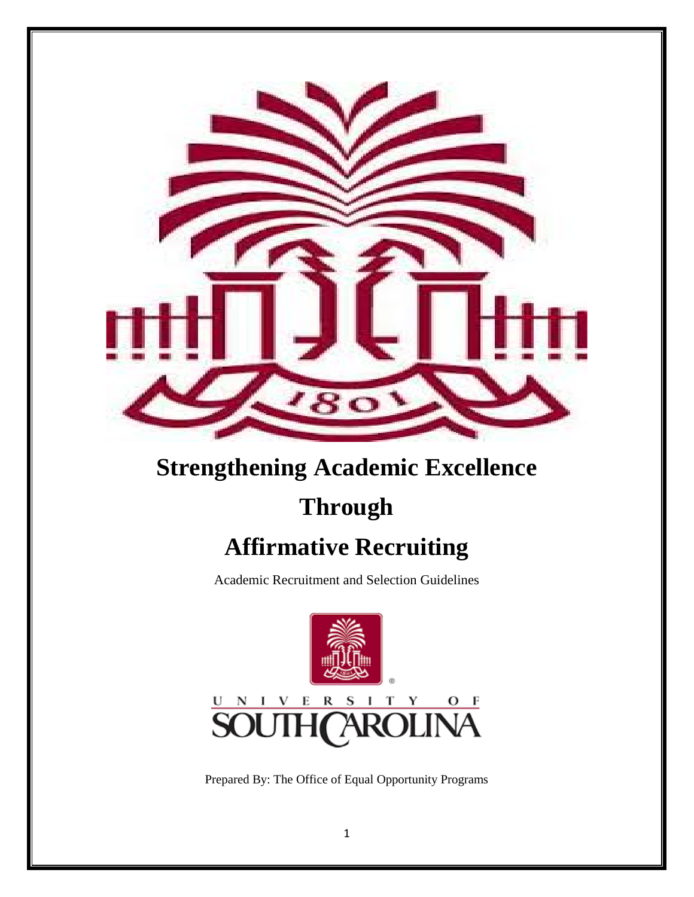# Strengthening Academic Excellence

# Through

# Affirmative Recruiting

Academic Recruitment and Selection Guidelines

UNIVERSITY OF SOUTH CAROLINA

Prepared By: The Office of Equal Opportunity Programs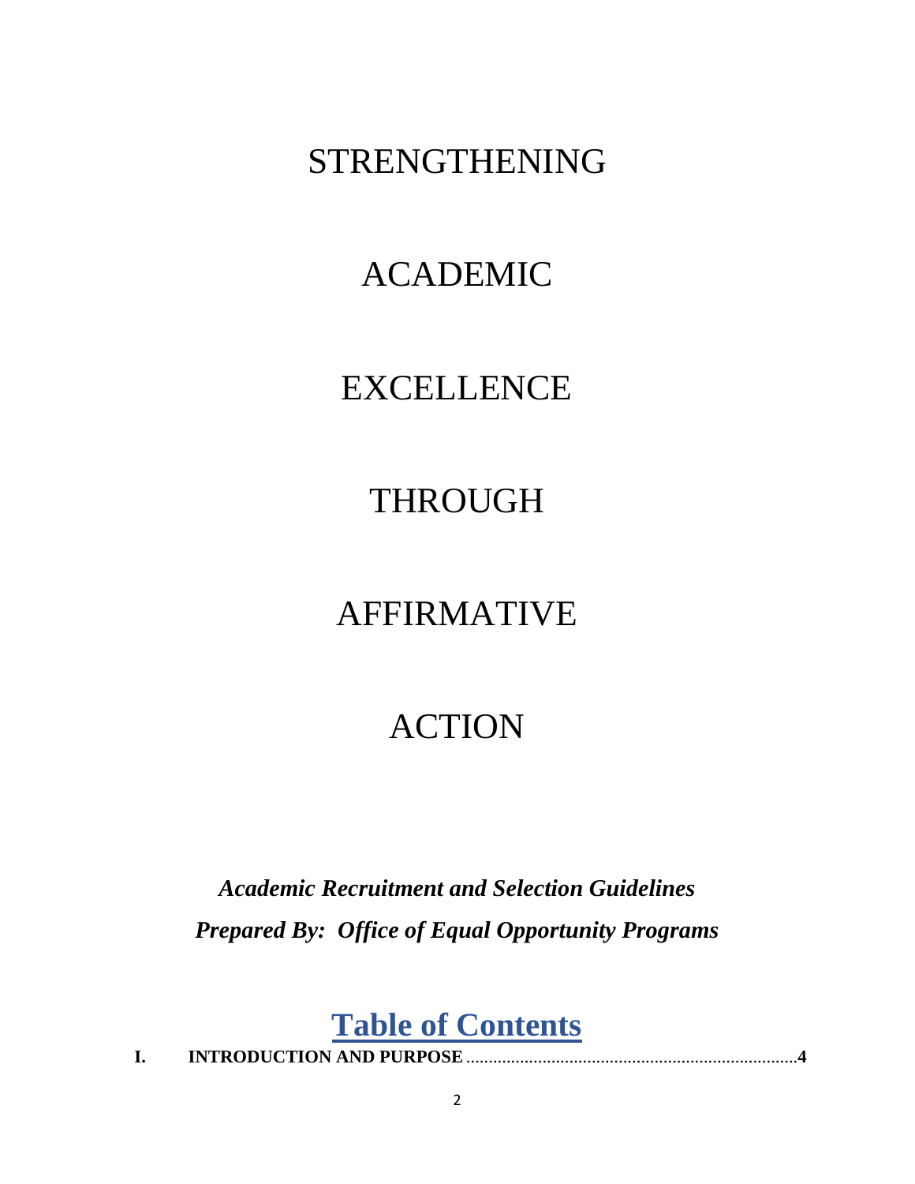# STRENGTHENING

# ACADEMIC

# EXCELLENCE

# THROUGH

# AFFIRMATIVE

# ACTION

***Academic Recruitment and Selection Guidelines***

***Prepared By: Office of Equal Opportunity Programs***

## Table of Contents

**I. INTRODUCTION AND PURPOSE ........................................................................ 4**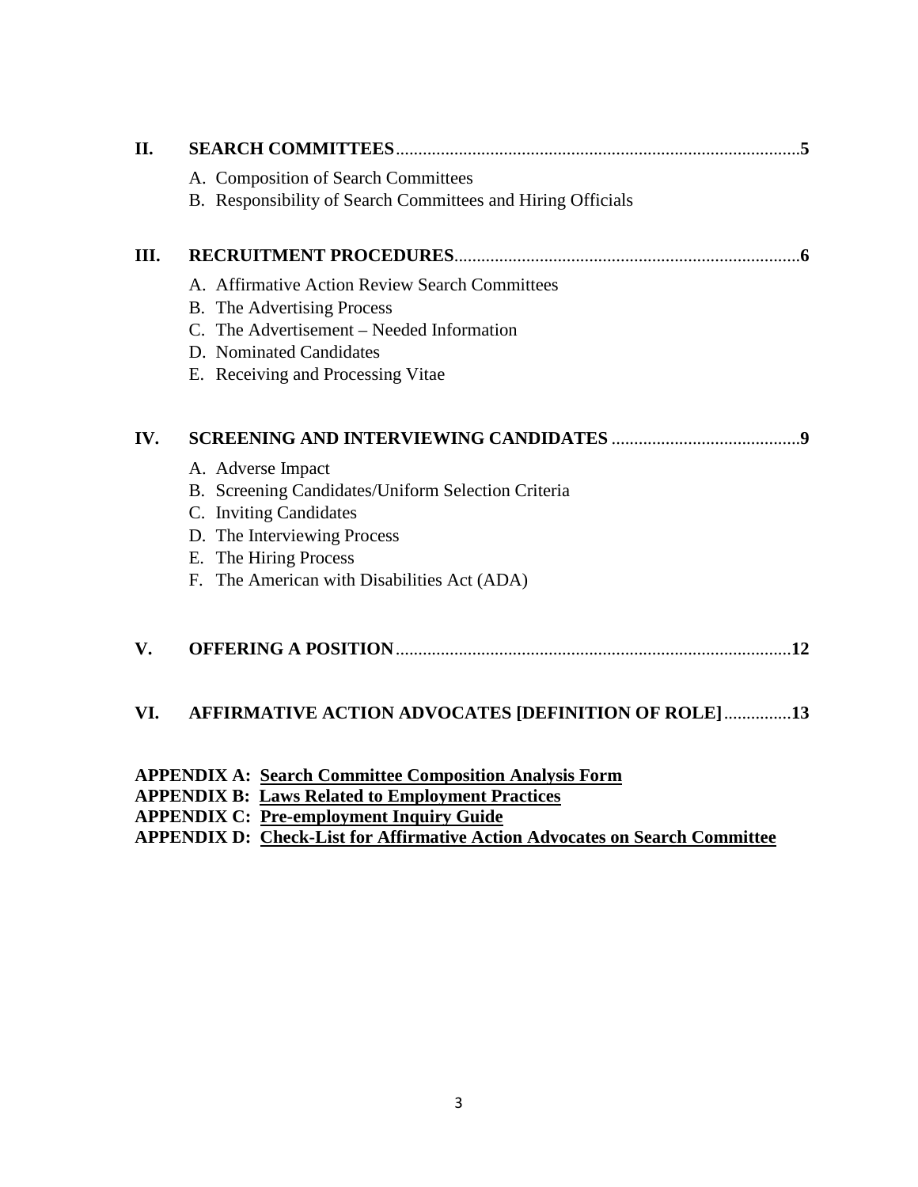**II. SEARCH COMMITTEES** .......... **5**

A. Composition of Search Committees
B. Responsibility of Search Committees and Hiring Officials

**III. RECRUITMENT PROCEDURES** .......... **6**

A. Affirmative Action Review Search Committees
B. The Advertising Process
C. The Advertisement – Needed Information
D. Nominated Candidates
E. Receiving and Processing Vitae

**IV. SCREENING AND INTERVIEWING CANDIDATES** .......... **9**

A. Adverse Impact
B. Screening Candidates/Uniform Selection Criteria
C. Inviting Candidates
D. The Interviewing Process
E. The Hiring Process
F. The American with Disabilities Act (ADA)

**V. OFFERING A POSITION** .......... **12**

**VI. AFFIRMATIVE ACTION ADVOCATES [DEFINITION OF ROLE]** .......... **13**

**APPENDIX A: Search Committee Composition Analysis Form**
**APPENDIX B: Laws Related to Employment Practices**
**APPENDIX C: Pre-employment Inquiry Guide**
**APPENDIX D: Check-List for Affirmative Action Advocates on Search Committee**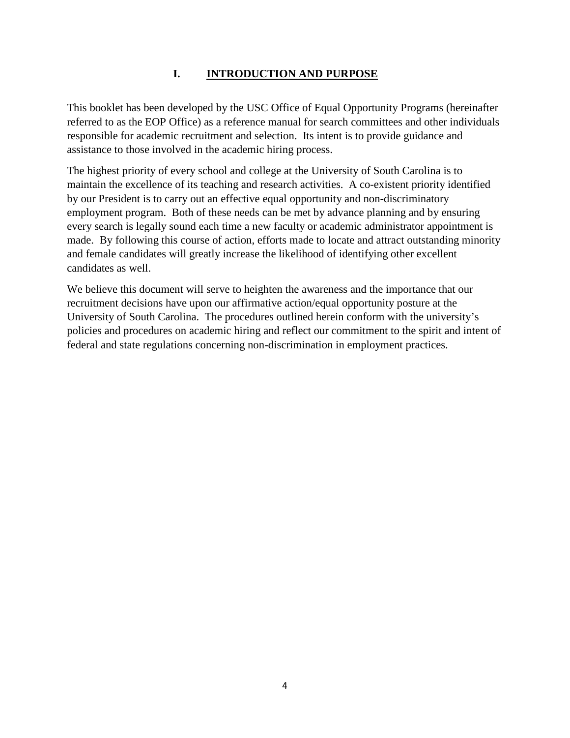# I. INTRODUCTION AND PURPOSE

This booklet has been developed by the USC Office of Equal Opportunity Programs (hereinafter referred to as the EOP Office) as a reference manual for search committees and other individuals responsible for academic recruitment and selection. Its intent is to provide guidance and assistance to those involved in the academic hiring process.

The highest priority of every school and college at the University of South Carolina is to maintain the excellence of its teaching and research activities. A co-existent priority identified by our President is to carry out an effective equal opportunity and non-discriminatory employment program. Both of these needs can be met by advance planning and by ensuring every search is legally sound each time a new faculty or academic administrator appointment is made. By following this course of action, efforts made to locate and attract outstanding minority and female candidates will greatly increase the likelihood of identifying other excellent candidates as well.

We believe this document will serve to heighten the awareness and the importance that our recruitment decisions have upon our affirmative action/equal opportunity posture at the University of South Carolina. The procedures outlined herein conform with the university's policies and procedures on academic hiring and reflect our commitment to the spirit and intent of federal and state regulations concerning non-discrimination in employment practices.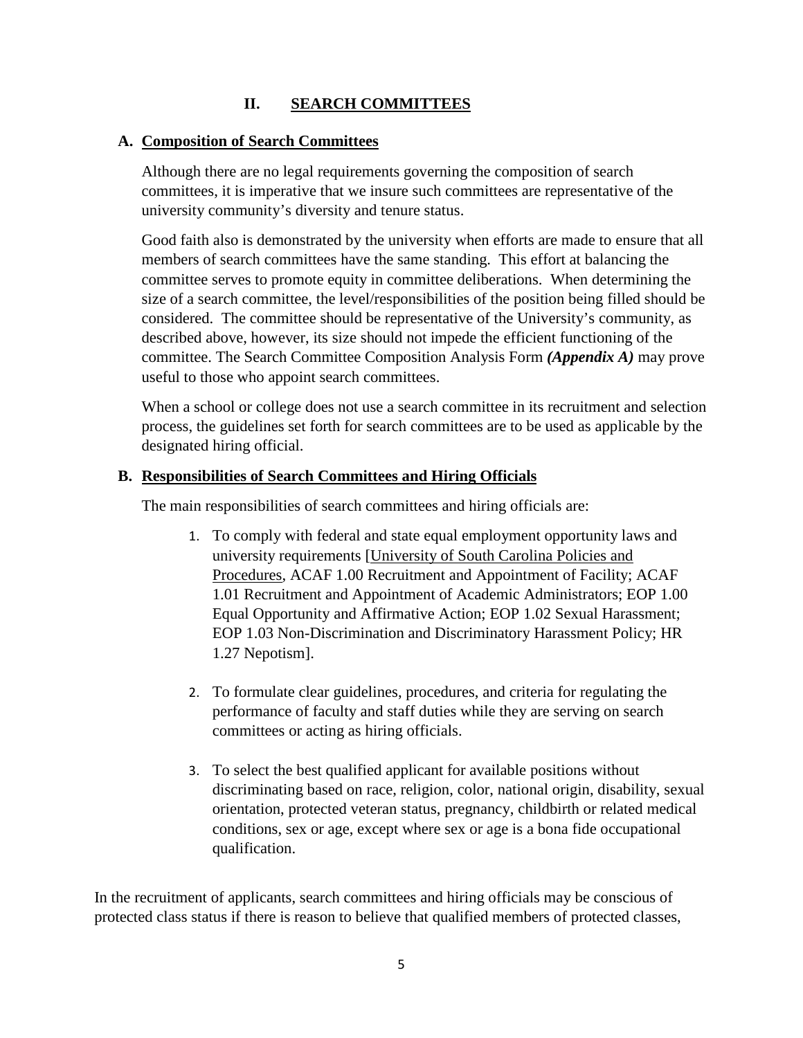## II. SEARCH COMMITTEES

### A. Composition of Search Committees

Although there are no legal requirements governing the composition of search committees, it is imperative that we insure such committees are representative of the university community's diversity and tenure status.

Good faith also is demonstrated by the university when efforts are made to ensure that all members of search committees have the same standing. This effort at balancing the committee serves to promote equity in committee deliberations. When determining the size of a search committee, the level/responsibilities of the position being filled should be considered. The committee should be representative of the University's community, as described above, however, its size should not impede the efficient functioning of the committee. The Search Committee Composition Analysis Form ***(Appendix A)*** may prove useful to those who appoint search committees.

When a school or college does not use a search committee in its recruitment and selection process, the guidelines set forth for search committees are to be used as applicable by the designated hiring official.

### B. Responsibilities of Search Committees and Hiring Officials

The main responsibilities of search committees and hiring officials are:

1. To comply with federal and state equal employment opportunity laws and university requirements [University of South Carolina Policies and Procedures, ACAF 1.00 Recruitment and Appointment of Facility; ACAF 1.01 Recruitment and Appointment of Academic Administrators; EOP 1.00 Equal Opportunity and Affirmative Action; EOP 1.02 Sexual Harassment; EOP 1.03 Non-Discrimination and Discriminatory Harassment Policy; HR 1.27 Nepotism].

2. To formulate clear guidelines, procedures, and criteria for regulating the performance of faculty and staff duties while they are serving on search committees or acting as hiring officials.

3. To select the best qualified applicant for available positions without discriminating based on race, religion, color, national origin, disability, sexual orientation, protected veteran status, pregnancy, childbirth or related medical conditions, sex or age, except where sex or age is a bona fide occupational qualification.

In the recruitment of applicants, search committees and hiring officials may be conscious of protected class status if there is reason to believe that qualified members of protected classes,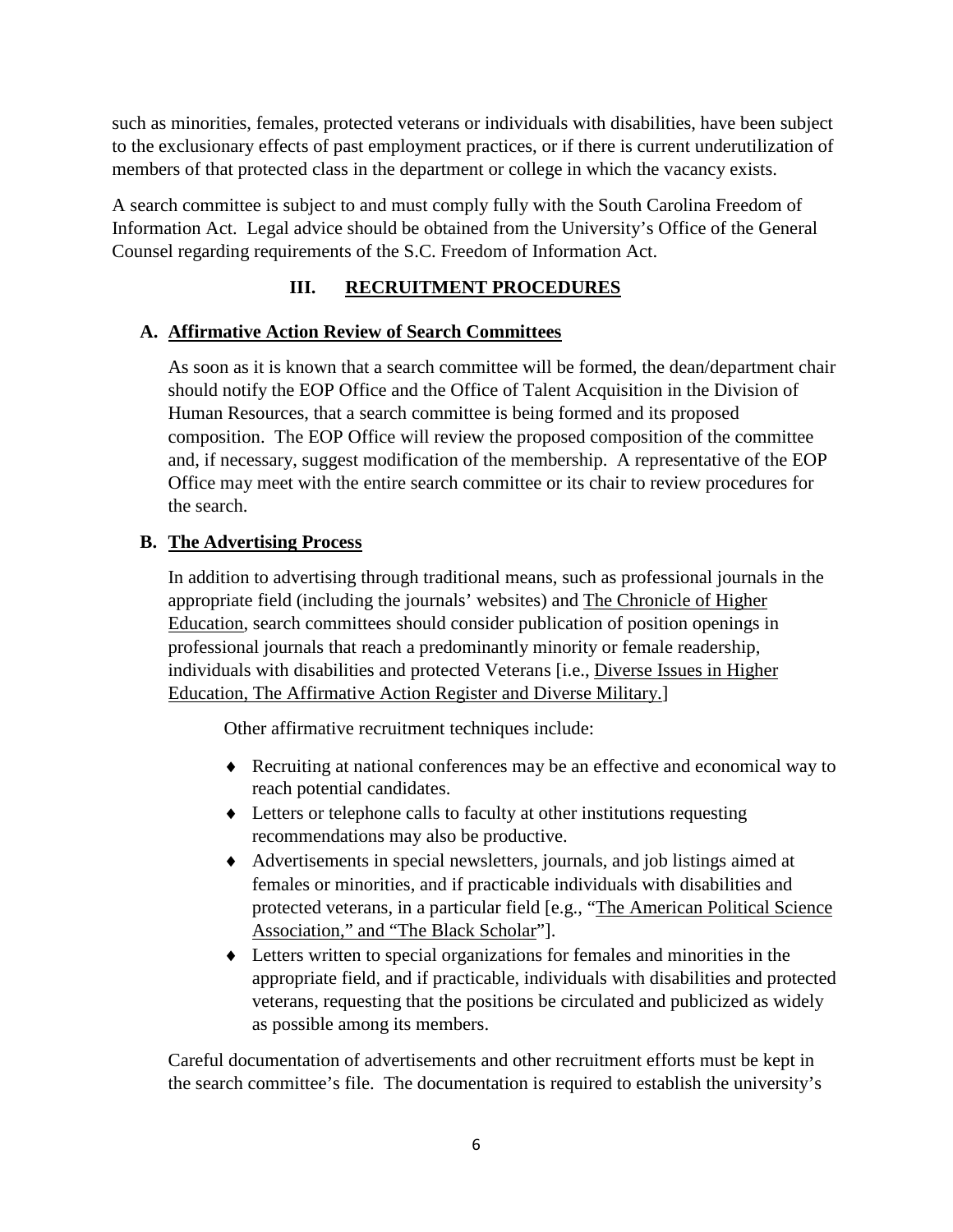such as minorities, females, protected veterans or individuals with disabilities, have been subject to the exclusionary effects of past employment practices, or if there is current underutilization of members of that protected class in the department or college in which the vacancy exists.

A search committee is subject to and must comply fully with the South Carolina Freedom of Information Act. Legal advice should be obtained from the University's Office of the General Counsel regarding requirements of the S.C. Freedom of Information Act.

## III. RECRUITMENT PROCEDURES

### A. Affirmative Action Review of Search Committees

As soon as it is known that a search committee will be formed, the dean/department chair should notify the EOP Office and the Office of Talent Acquisition in the Division of Human Resources, that a search committee is being formed and its proposed composition. The EOP Office will review the proposed composition of the committee and, if necessary, suggest modification of the membership. A representative of the EOP Office may meet with the entire search committee or its chair to review procedures for the search.

### B. The Advertising Process

In addition to advertising through traditional means, such as professional journals in the appropriate field (including the journals' websites) and The Chronicle of Higher Education, search committees should consider publication of position openings in professional journals that reach a predominantly minority or female readership, individuals with disabilities and protected Veterans [i.e., Diverse Issues in Higher Education, The Affirmative Action Register and Diverse Military.]

Other affirmative recruitment techniques include:

- Recruiting at national conferences may be an effective and economical way to reach potential candidates.
- Letters or telephone calls to faculty at other institutions requesting recommendations may also be productive.
- Advertisements in special newsletters, journals, and job listings aimed at females or minorities, and if practicable individuals with disabilities and protected veterans, in a particular field [e.g., "The American Political Science Association," and "The Black Scholar"].
- Letters written to special organizations for females and minorities in the appropriate field, and if practicable, individuals with disabilities and protected veterans, requesting that the positions be circulated and publicized as widely as possible among its members.

Careful documentation of advertisements and other recruitment efforts must be kept in the search committee's file. The documentation is required to establish the university's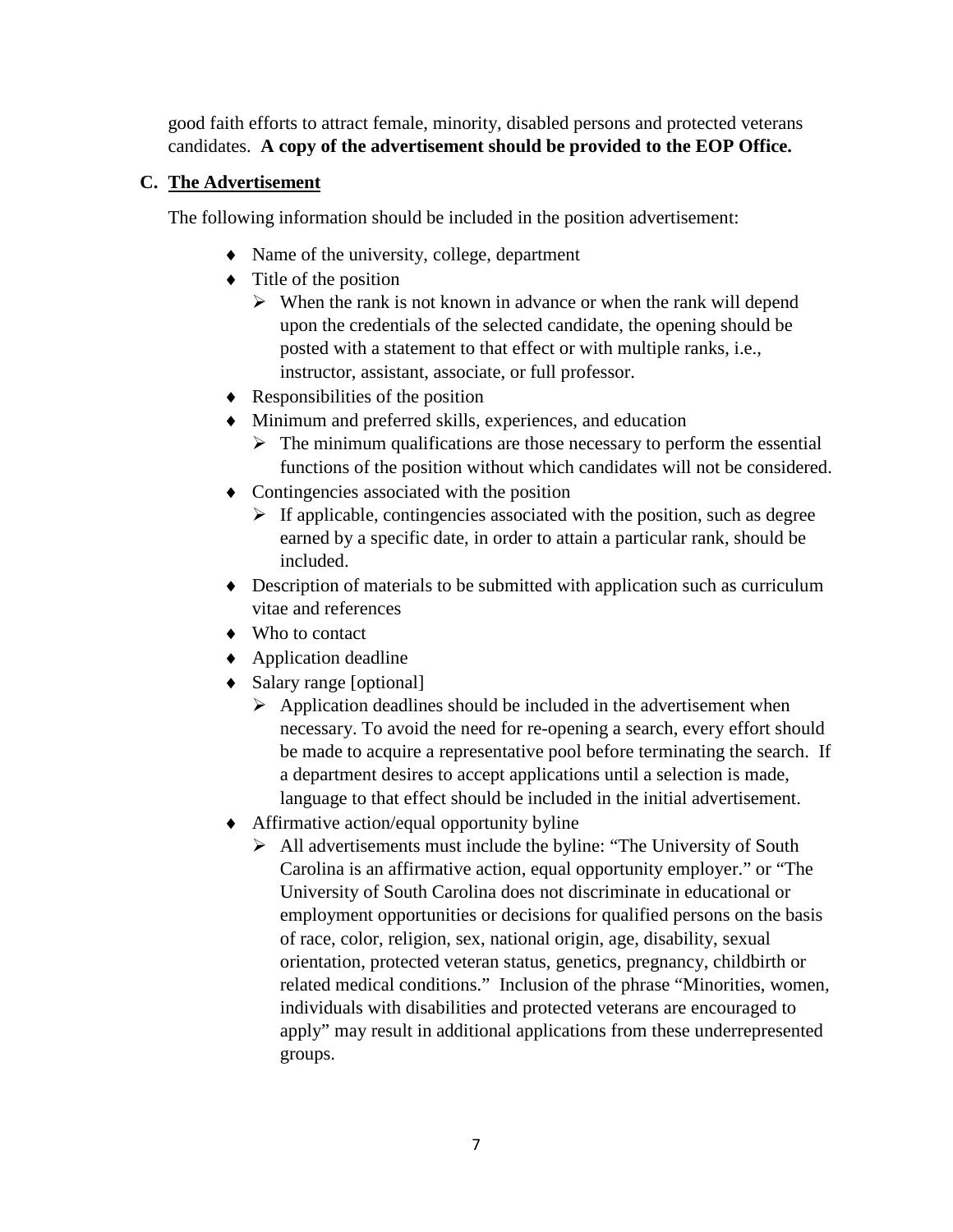good faith efforts to attract female, minority, disabled persons and protected veterans candidates. **A copy of the advertisement should be provided to the EOP Office.**

### C. The Advertisement

The following information should be included in the position advertisement:

- Name of the university, college, department
- Title of the position
  - When the rank is not known in advance or when the rank will depend upon the credentials of the selected candidate, the opening should be posted with a statement to that effect or with multiple ranks, i.e., instructor, assistant, associate, or full professor.
- Responsibilities of the position
- Minimum and preferred skills, experiences, and education
  - The minimum qualifications are those necessary to perform the essential functions of the position without which candidates will not be considered.
- Contingencies associated with the position
  - If applicable, contingencies associated with the position, such as degree earned by a specific date, in order to attain a particular rank, should be included.
- Description of materials to be submitted with application such as curriculum vitae and references
- Who to contact
- Application deadline
- Salary range [optional]
  - Application deadlines should be included in the advertisement when necessary. To avoid the need for re-opening a search, every effort should be made to acquire a representative pool before terminating the search. If a department desires to accept applications until a selection is made, language to that effect should be included in the initial advertisement.
- Affirmative action/equal opportunity byline
  - All advertisements must include the byline: "The University of South Carolina is an affirmative action, equal opportunity employer." or "The University of South Carolina does not discriminate in educational or employment opportunities or decisions for qualified persons on the basis of race, color, religion, sex, national origin, age, disability, sexual orientation, protected veteran status, genetics, pregnancy, childbirth or related medical conditions." Inclusion of the phrase "Minorities, women, individuals with disabilities and protected veterans are encouraged to apply" may result in additional applications from these underrepresented groups.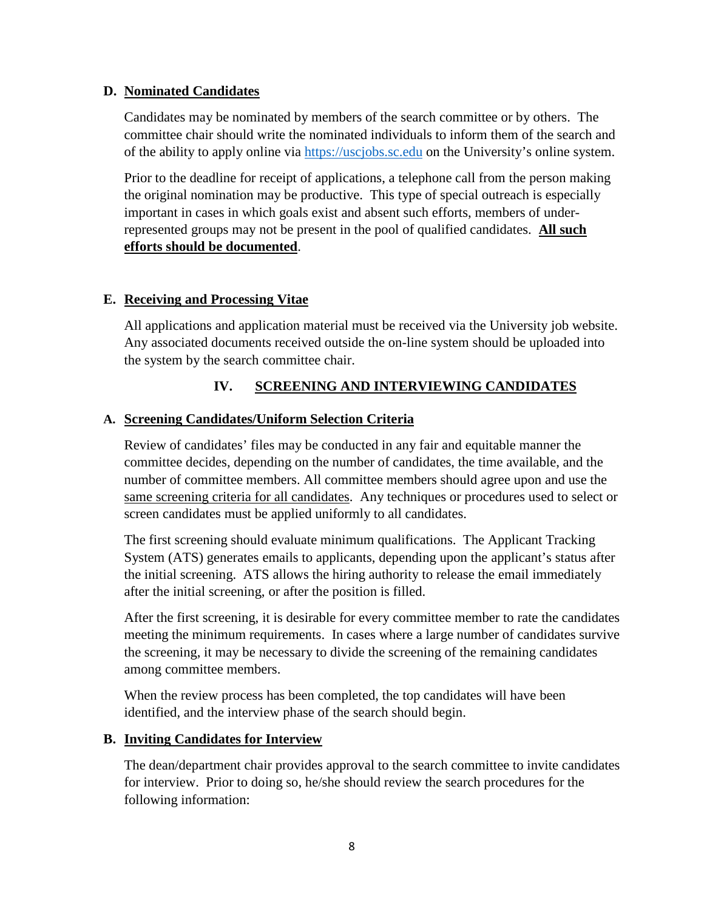### D. Nominated Candidates

Candidates may be nominated by members of the search committee or by others. The committee chair should write the nominated individuals to inform them of the search and of the ability to apply online via https://uscjobs.sc.edu on the University's online system.

Prior to the deadline for receipt of applications, a telephone call from the person making the original nomination may be productive. This type of special outreach is especially important in cases in which goals exist and absent such efforts, members of under-represented groups may not be present in the pool of qualified candidates. **All such efforts should be documented**.

### E. Receiving and Processing Vitae

All applications and application material must be received via the University job website. Any associated documents received outside the on-line system should be uploaded into the system by the search committee chair.

## IV. SCREENING AND INTERVIEWING CANDIDATES

### A. Screening Candidates/Uniform Selection Criteria

Review of candidates' files may be conducted in any fair and equitable manner the committee decides, depending on the number of candidates, the time available, and the number of committee members. All committee members should agree upon and use the same screening criteria for all candidates. Any techniques or procedures used to select or screen candidates must be applied uniformly to all candidates.

The first screening should evaluate minimum qualifications. The Applicant Tracking System (ATS) generates emails to applicants, depending upon the applicant's status after the initial screening. ATS allows the hiring authority to release the email immediately after the initial screening, or after the position is filled.

After the first screening, it is desirable for every committee member to rate the candidates meeting the minimum requirements. In cases where a large number of candidates survive the screening, it may be necessary to divide the screening of the remaining candidates among committee members.

When the review process has been completed, the top candidates will have been identified, and the interview phase of the search should begin.

### B. Inviting Candidates for Interview

The dean/department chair provides approval to the search committee to invite candidates for interview. Prior to doing so, he/she should review the search procedures for the following information: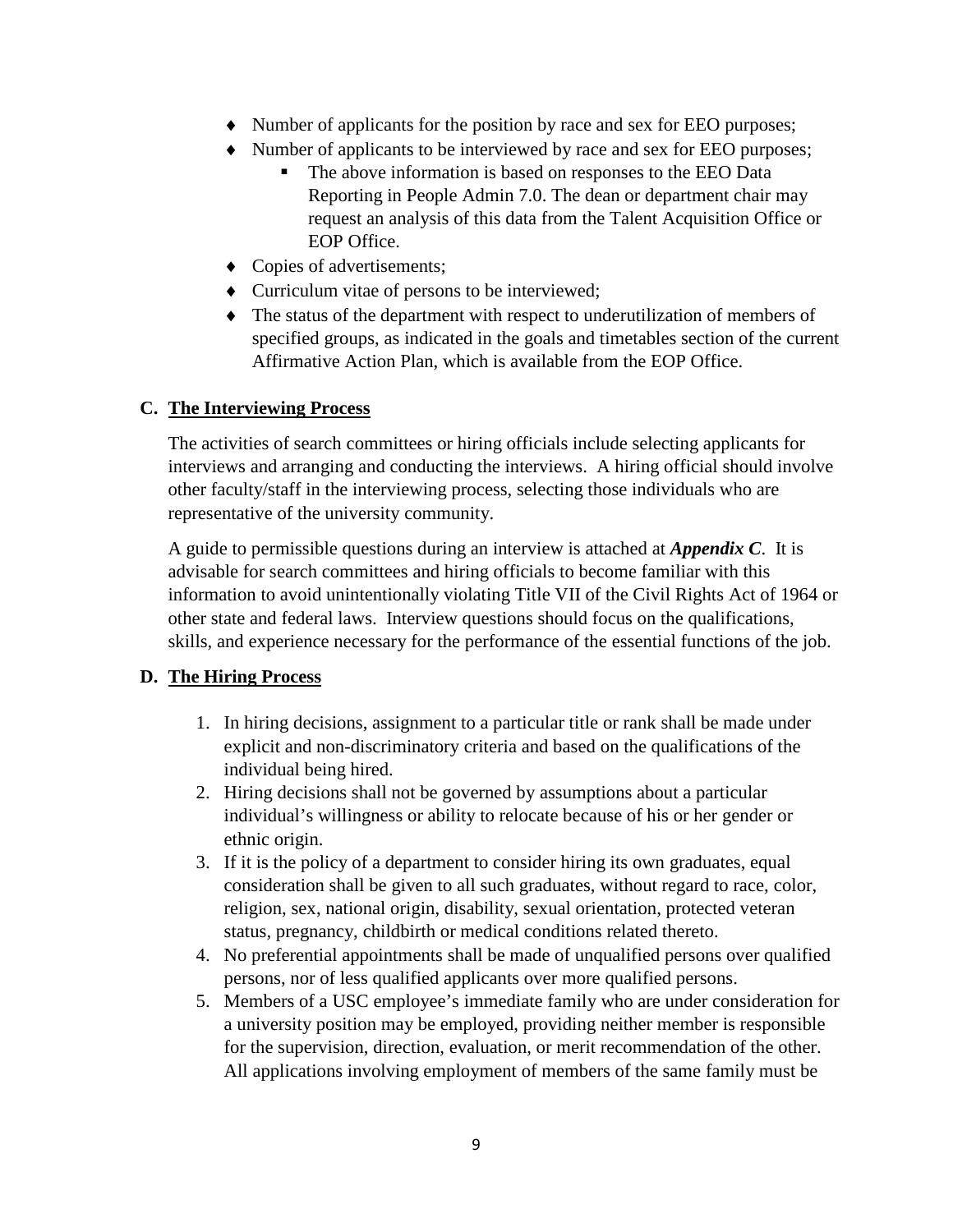- Number of applicants for the position by race and sex for EEO purposes;
- Number of applicants to be interviewed by race and sex for EEO purposes;
  - The above information is based on responses to the EEO Data Reporting in People Admin 7.0. The dean or department chair may request an analysis of this data from the Talent Acquisition Office or EOP Office.
- Copies of advertisements;
- Curriculum vitae of persons to be interviewed;
- The status of the department with respect to underutilization of members of specified groups, as indicated in the goals and timetables section of the current Affirmative Action Plan, which is available from the EOP Office.

### C. The Interviewing Process

The activities of search committees or hiring officials include selecting applicants for interviews and arranging and conducting the interviews. A hiring official should involve other faculty/staff in the interviewing process, selecting those individuals who are representative of the university community.

A guide to permissible questions during an interview is attached at ***Appendix C***. It is advisable for search committees and hiring officials to become familiar with this information to avoid unintentionally violating Title VII of the Civil Rights Act of 1964 or other state and federal laws. Interview questions should focus on the qualifications, skills, and experience necessary for the performance of the essential functions of the job.

### D. The Hiring Process

1. In hiring decisions, assignment to a particular title or rank shall be made under explicit and non-discriminatory criteria and based on the qualifications of the individual being hired.
2. Hiring decisions shall not be governed by assumptions about a particular individual's willingness or ability to relocate because of his or her gender or ethnic origin.
3. If it is the policy of a department to consider hiring its own graduates, equal consideration shall be given to all such graduates, without regard to race, color, religion, sex, national origin, disability, sexual orientation, protected veteran status, pregnancy, childbirth or medical conditions related thereto.
4. No preferential appointments shall be made of unqualified persons over qualified persons, nor of less qualified applicants over more qualified persons.
5. Members of a USC employee's immediate family who are under consideration for a university position may be employed, providing neither member is responsible for the supervision, direction, evaluation, or merit recommendation of the other. All applications involving employment of members of the same family must be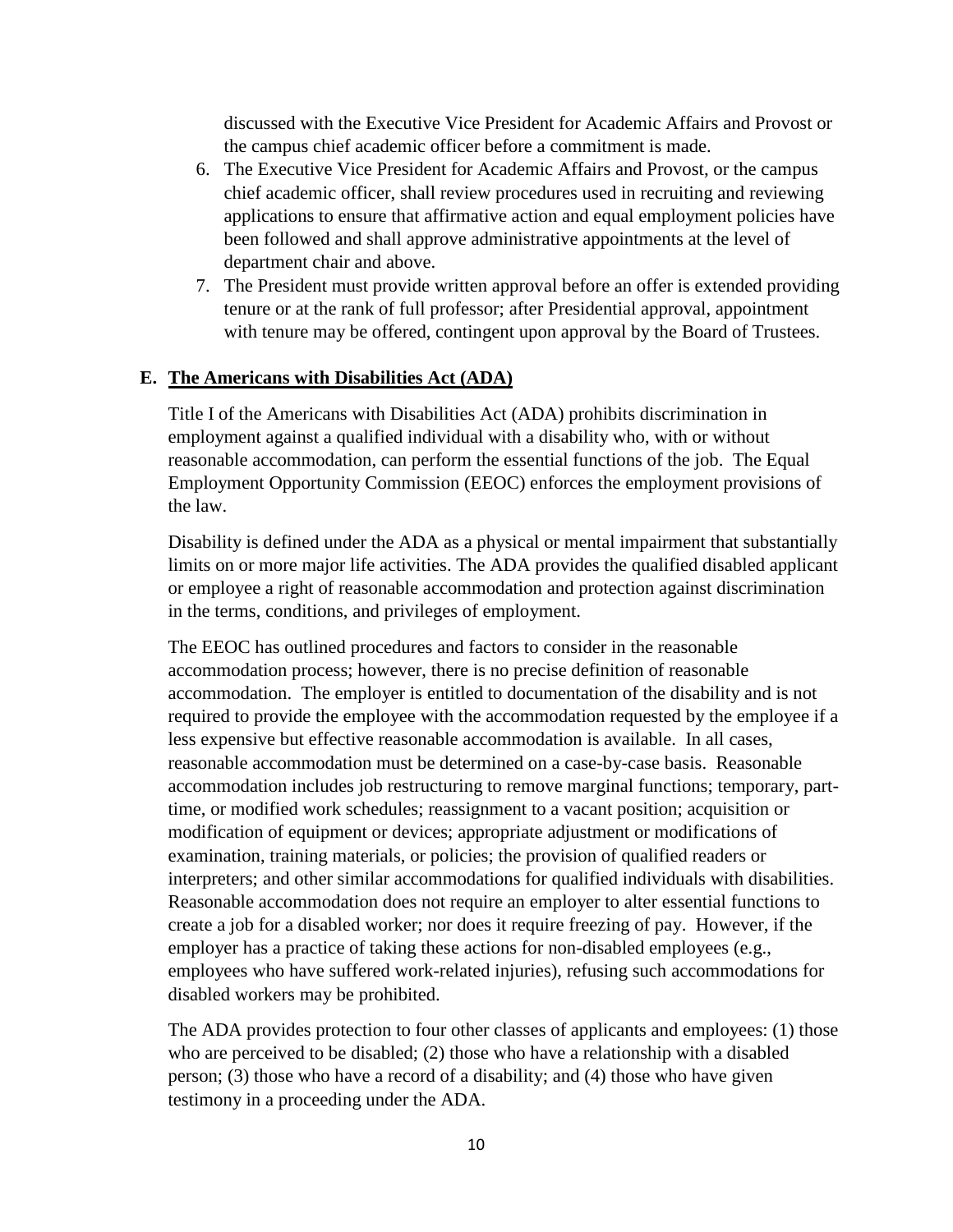discussed with the Executive Vice President for Academic Affairs and Provost or the campus chief academic officer before a commitment is made.

6. The Executive Vice President for Academic Affairs and Provost, or the campus chief academic officer, shall review procedures used in recruiting and reviewing applications to ensure that affirmative action and equal employment policies have been followed and shall approve administrative appointments at the level of department chair and above.
7. The President must provide written approval before an offer is extended providing tenure or at the rank of full professor; after Presidential approval, appointment with tenure may be offered, contingent upon approval by the Board of Trustees.

### E. The Americans with Disabilities Act (ADA)

Title I of the Americans with Disabilities Act (ADA) prohibits discrimination in employment against a qualified individual with a disability who, with or without reasonable accommodation, can perform the essential functions of the job. The Equal Employment Opportunity Commission (EEOC) enforces the employment provisions of the law.

Disability is defined under the ADA as a physical or mental impairment that substantially limits on or more major life activities. The ADA provides the qualified disabled applicant or employee a right of reasonable accommodation and protection against discrimination in the terms, conditions, and privileges of employment.

The EEOC has outlined procedures and factors to consider in the reasonable accommodation process; however, there is no precise definition of reasonable accommodation. The employer is entitled to documentation of the disability and is not required to provide the employee with the accommodation requested by the employee if a less expensive but effective reasonable accommodation is available. In all cases, reasonable accommodation must be determined on a case-by-case basis. Reasonable accommodation includes job restructuring to remove marginal functions; temporary, part-time, or modified work schedules; reassignment to a vacant position; acquisition or modification of equipment or devices; appropriate adjustment or modifications of examination, training materials, or policies; the provision of qualified readers or interpreters; and other similar accommodations for qualified individuals with disabilities. Reasonable accommodation does not require an employer to alter essential functions to create a job for a disabled worker; nor does it require freezing of pay. However, if the employer has a practice of taking these actions for non-disabled employees (e.g., employees who have suffered work-related injuries), refusing such accommodations for disabled workers may be prohibited.

The ADA provides protection to four other classes of applicants and employees: (1) those who are perceived to be disabled; (2) those who have a relationship with a disabled person; (3) those who have a record of a disability; and (4) those who have given testimony in a proceeding under the ADA.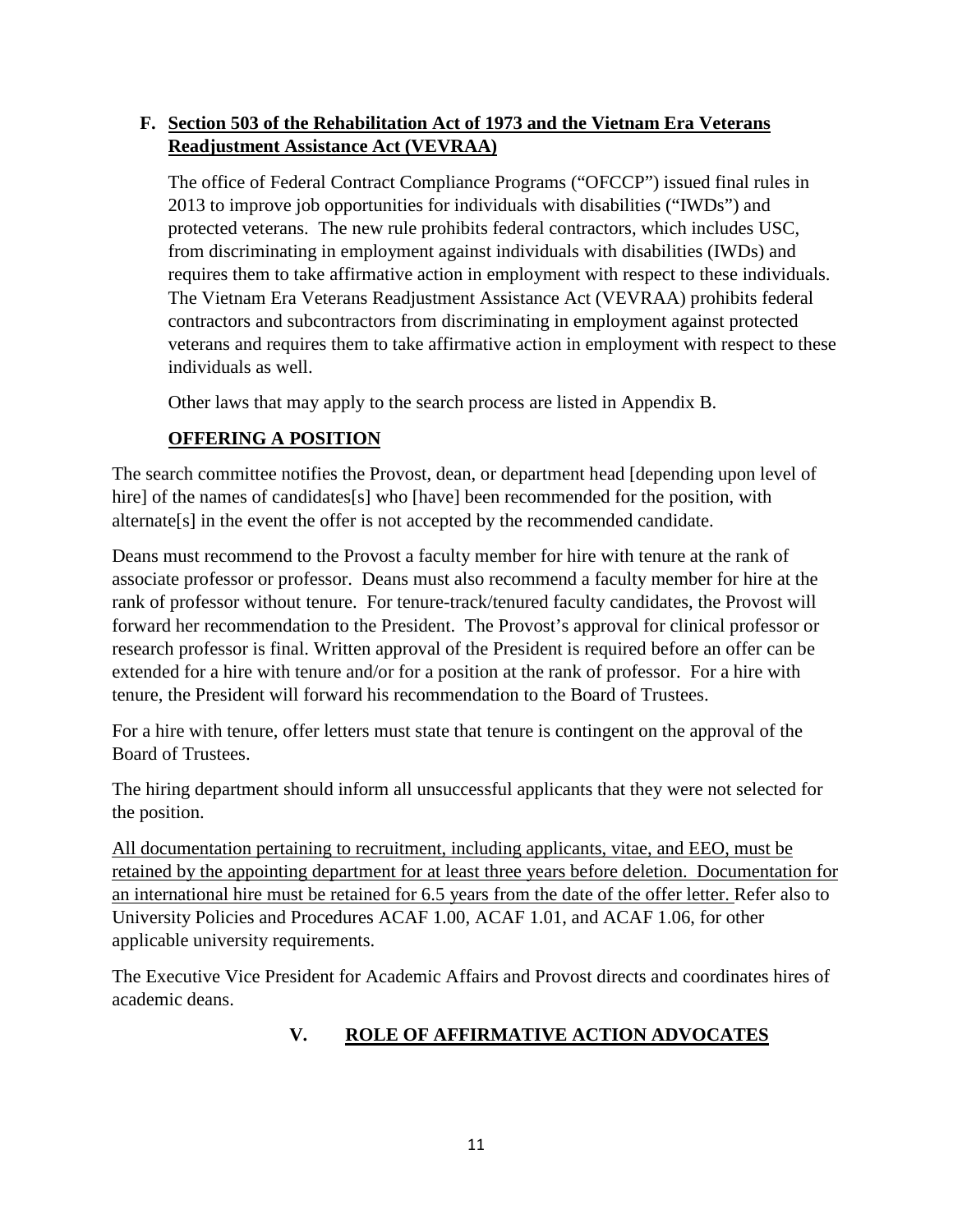### F. **<u>Section 503 of the Rehabilitation Act of 1973 and the Vietnam Era Veterans Readjustment Assistance Act (VEVRAA)</u>**

The office of Federal Contract Compliance Programs ("OFCCP") issued final rules in 2013 to improve job opportunities for individuals with disabilities ("IWDs") and protected veterans. The new rule prohibits federal contractors, which includes USC, from discriminating in employment against individuals with disabilities (IWDs) and requires them to take affirmative action in employment with respect to these individuals. The Vietnam Era Veterans Readjustment Assistance Act (VEVRAA) prohibits federal contractors and subcontractors from discriminating in employment against protected veterans and requires them to take affirmative action in employment with respect to these individuals as well.

Other laws that may apply to the search process are listed in Appendix B.

## **<u>OFFERING A POSITION</u>**

The search committee notifies the Provost, dean, or department head [depending upon level of hire] of the names of candidates[s] who [have] been recommended for the position, with alternate[s] in the event the offer is not accepted by the recommended candidate.

Deans must recommend to the Provost a faculty member for hire with tenure at the rank of associate professor or professor. Deans must also recommend a faculty member for hire at the rank of professor without tenure. For tenure-track/tenured faculty candidates, the Provost will forward her recommendation to the President. The Provost's approval for clinical professor or research professor is final. Written approval of the President is required before an offer can be extended for a hire with tenure and/or for a position at the rank of professor. For a hire with tenure, the President will forward his recommendation to the Board of Trustees.

For a hire with tenure, offer letters must state that tenure is contingent on the approval of the Board of Trustees.

The hiring department should inform all unsuccessful applicants that they were not selected for the position.

<u>All documentation pertaining to recruitment, including applicants, vitae, and EEO, must be retained by the appointing department for at least three years before deletion. Documentation for an international hire must be retained for 6.5 years from the date of the offer letter.</u> Refer also to University Policies and Procedures ACAF 1.00, ACAF 1.01, and ACAF 1.06, for other applicable university requirements.

The Executive Vice President for Academic Affairs and Provost directs and coordinates hires of academic deans.

## **V. <u>ROLE OF AFFIRMATIVE ACTION ADVOCATES</u>**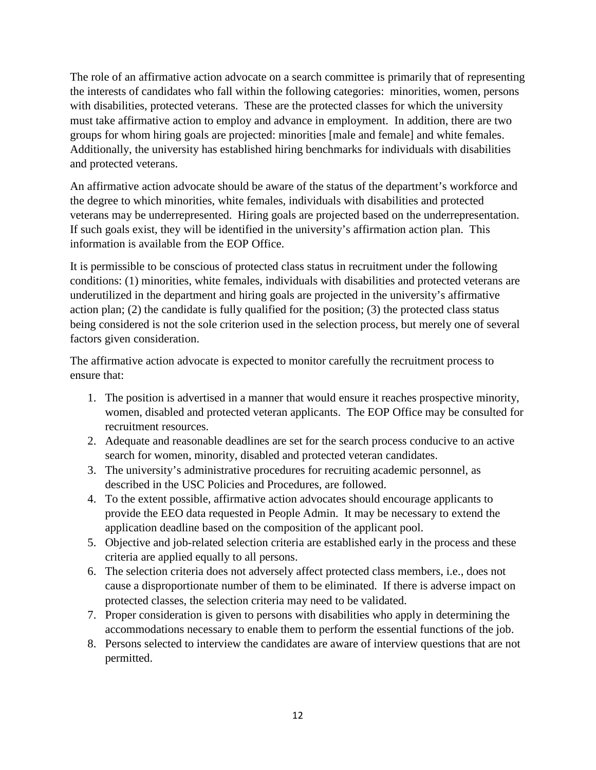The role of an affirmative action advocate on a search committee is primarily that of representing the interests of candidates who fall within the following categories: minorities, women, persons with disabilities, protected veterans. These are the protected classes for which the university must take affirmative action to employ and advance in employment. In addition, there are two groups for whom hiring goals are projected: minorities [male and female] and white females. Additionally, the university has established hiring benchmarks for individuals with disabilities and protected veterans.

An affirmative action advocate should be aware of the status of the department's workforce and the degree to which minorities, white females, individuals with disabilities and protected veterans may be underrepresented. Hiring goals are projected based on the underrepresentation. If such goals exist, they will be identified in the university's affirmation action plan. This information is available from the EOP Office.

It is permissible to be conscious of protected class status in recruitment under the following conditions: (1) minorities, white females, individuals with disabilities and protected veterans are underutilized in the department and hiring goals are projected in the university's affirmative action plan; (2) the candidate is fully qualified for the position; (3) the protected class status being considered is not the sole criterion used in the selection process, but merely one of several factors given consideration.

The affirmative action advocate is expected to monitor carefully the recruitment process to ensure that:

1. The position is advertised in a manner that would ensure it reaches prospective minority, women, disabled and protected veteran applicants. The EOP Office may be consulted for recruitment resources.
2. Adequate and reasonable deadlines are set for the search process conducive to an active search for women, minority, disabled and protected veteran candidates.
3. The university's administrative procedures for recruiting academic personnel, as described in the USC Policies and Procedures, are followed.
4. To the extent possible, affirmative action advocates should encourage applicants to provide the EEO data requested in People Admin. It may be necessary to extend the application deadline based on the composition of the applicant pool.
5. Objective and job-related selection criteria are established early in the process and these criteria are applied equally to all persons.
6. The selection criteria does not adversely affect protected class members, i.e., does not cause a disproportionate number of them to be eliminated. If there is adverse impact on protected classes, the selection criteria may need to be validated.
7. Proper consideration is given to persons with disabilities who apply in determining the accommodations necessary to enable them to perform the essential functions of the job.
8. Persons selected to interview the candidates are aware of interview questions that are not permitted.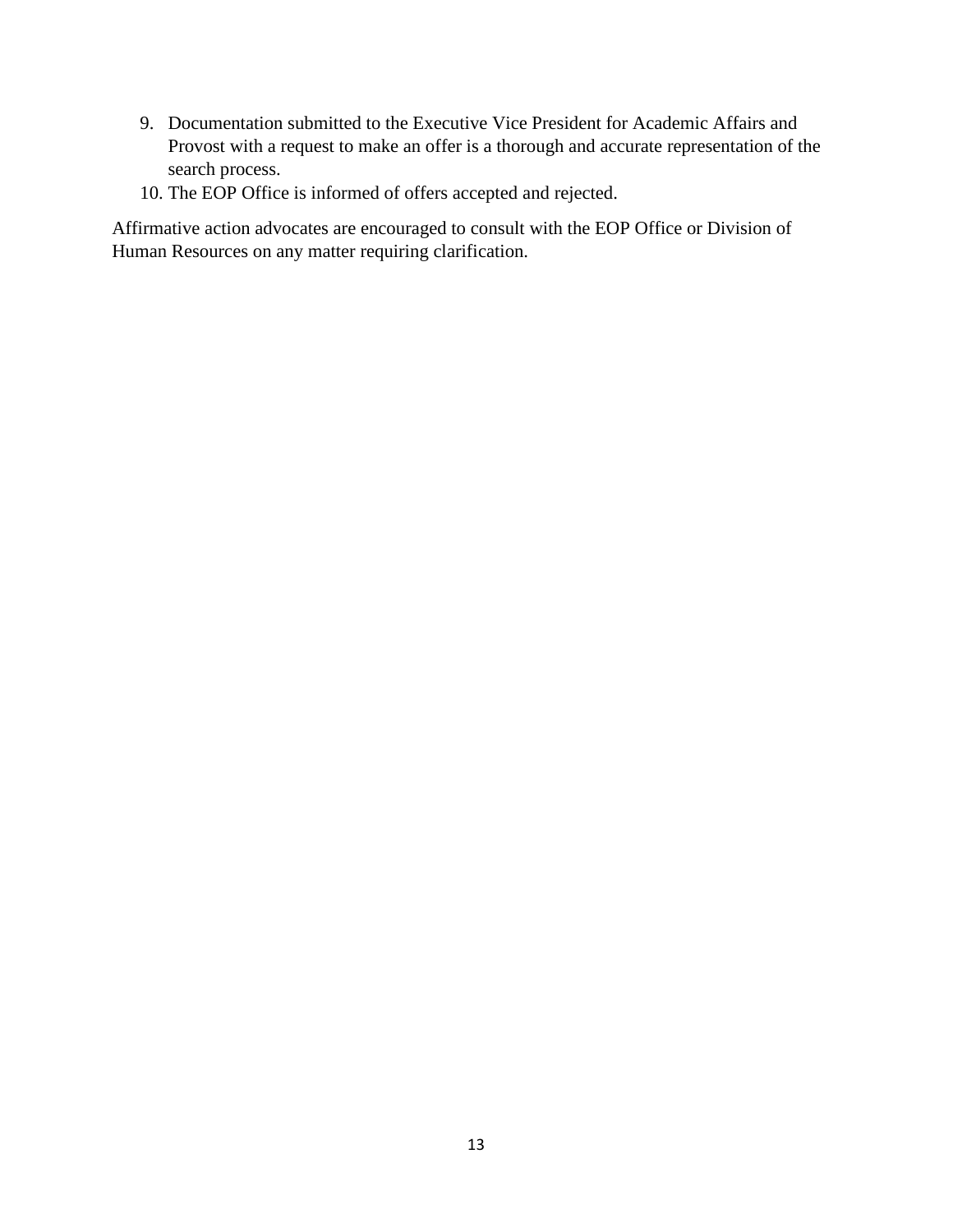9. Documentation submitted to the Executive Vice President for Academic Affairs and Provost with a request to make an offer is a thorough and accurate representation of the search process.
10. The EOP Office is informed of offers accepted and rejected.

Affirmative action advocates are encouraged to consult with the EOP Office or Division of Human Resources on any matter requiring clarification.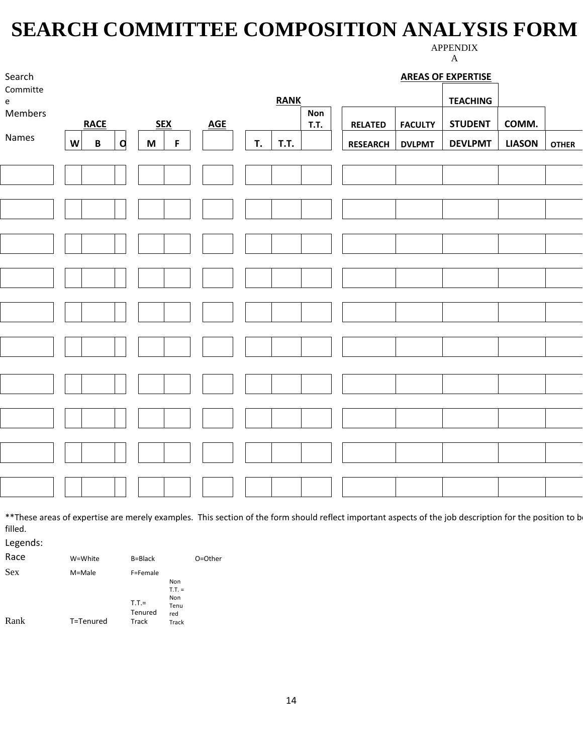# SEARCH COMMITTEE COMPOSITION ANALYSIS FORM

APPENDIX A

| Search Committee Members Names | RACE | | | SEX | | AGE | RANK | | | AREAS OF EXPERTISE | | | | |
|---|---|---|---|---|---|---|---|---|---|---|---|---|---|---|
| | W | B | O | M | F | | T. | T.T. | Non T.T. | RELATED RESEARCH | FACULTY DVLPMT | TEACHING STUDENT DEVLPMT | COMM. LIASON | OTHER |
| | | | | | | | | | | | | | | |
| | | | | | | | | | | | | | | |
| | | | | | | | | | | | | | | |
| | | | | | | | | | | | | | | |
| | | | | | | | | | | | | | | |
| | | | | | | | | | | | | | | |
| | | | | | | | | | | | | | | |
| | | | | | | | | | | | | | | |
| | | | | | | | | | | | | | | |
| | | | | | | | | | | | | | | |

**These areas of expertise are merely examples. This section of the form should reflect important aspects of the job description for the position to be filled.

Legends:

| | | | |
|---|---|---|---|
| Race | W=White | B=Black | O=Other |
| Sex | M=Male | F=Female | |
| Rank | T=Tenured | T.T.= Tenured Track | Non T.T. = Non Tenured Track |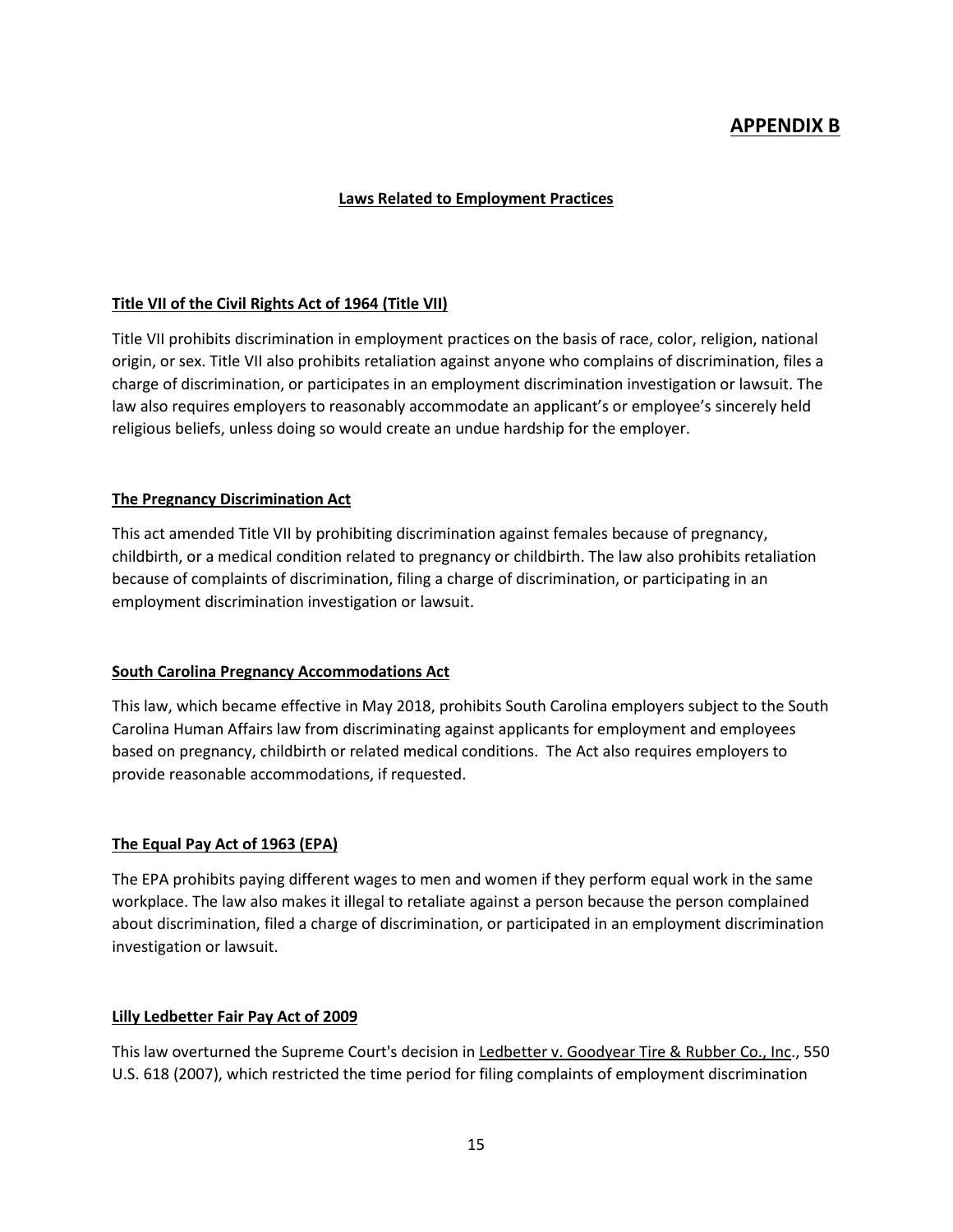# APPENDIX B

## Laws Related to Employment Practices

### Title VII of the Civil Rights Act of 1964 (Title VII)

Title VII prohibits discrimination in employment practices on the basis of race, color, religion, national origin, or sex. Title VII also prohibits retaliation against anyone who complains of discrimination, files a charge of discrimination, or participates in an employment discrimination investigation or lawsuit. The law also requires employers to reasonably accommodate an applicant's or employee's sincerely held religious beliefs, unless doing so would create an undue hardship for the employer.

### The Pregnancy Discrimination Act

This act amended Title VII by prohibiting discrimination against females because of pregnancy, childbirth, or a medical condition related to pregnancy or childbirth. The law also prohibits retaliation because of complaints of discrimination, filing a charge of discrimination, or participating in an employment discrimination investigation or lawsuit.

### South Carolina Pregnancy Accommodations Act

This law, which became effective in May 2018, prohibits South Carolina employers subject to the South Carolina Human Affairs law from discriminating against applicants for employment and employees based on pregnancy, childbirth or related medical conditions. The Act also requires employers to provide reasonable accommodations, if requested.

### The Equal Pay Act of 1963 (EPA)

The EPA prohibits paying different wages to men and women if they perform equal work in the same workplace. The law also makes it illegal to retaliate against a person because the person complained about discrimination, filed a charge of discrimination, or participated in an employment discrimination investigation or lawsuit.

### Lilly Ledbetter Fair Pay Act of 2009

This law overturned the Supreme Court's decision in Ledbetter v. Goodyear Tire & Rubber Co., Inc., 550 U.S. 618 (2007), which restricted the time period for filing complaints of employment discrimination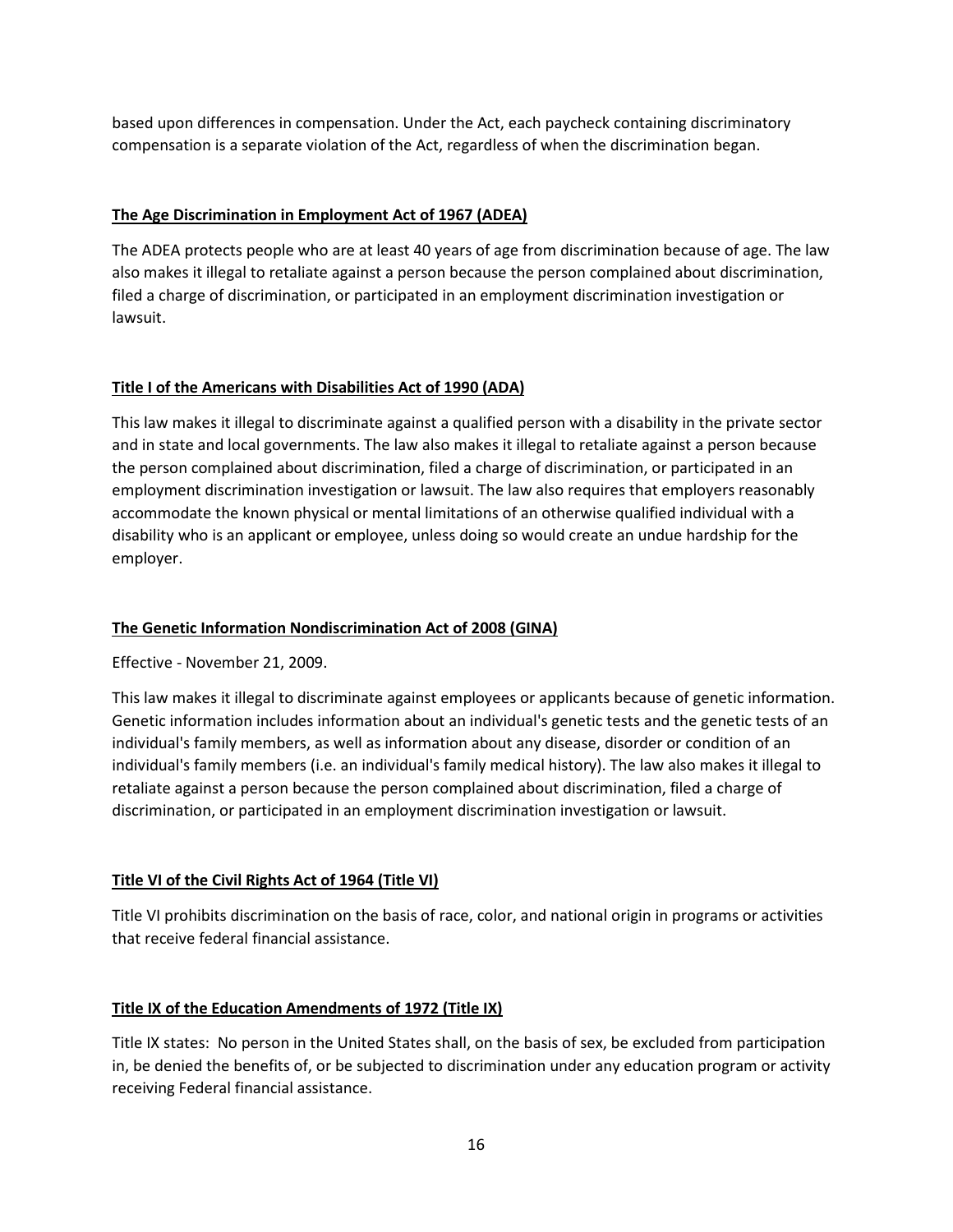based upon differences in compensation. Under the Act, each paycheck containing discriminatory compensation is a separate violation of the Act, regardless of when the discrimination began.

### The Age Discrimination in Employment Act of 1967 (ADEA)

The ADEA protects people who are at least 40 years of age from discrimination because of age. The law also makes it illegal to retaliate against a person because the person complained about discrimination, filed a charge of discrimination, or participated in an employment discrimination investigation or lawsuit.

### Title I of the Americans with Disabilities Act of 1990 (ADA)

This law makes it illegal to discriminate against a qualified person with a disability in the private sector and in state and local governments. The law also makes it illegal to retaliate against a person because the person complained about discrimination, filed a charge of discrimination, or participated in an employment discrimination investigation or lawsuit. The law also requires that employers reasonably accommodate the known physical or mental limitations of an otherwise qualified individual with a disability who is an applicant or employee, unless doing so would create an undue hardship for the employer.

### The Genetic Information Nondiscrimination Act of 2008 (GINA)

Effective - November 21, 2009.

This law makes it illegal to discriminate against employees or applicants because of genetic information. Genetic information includes information about an individual's genetic tests and the genetic tests of an individual's family members, as well as information about any disease, disorder or condition of an individual's family members (i.e. an individual's family medical history). The law also makes it illegal to retaliate against a person because the person complained about discrimination, filed a charge of discrimination, or participated in an employment discrimination investigation or lawsuit.

### Title VI of the Civil Rights Act of 1964 (Title VI)

Title VI prohibits discrimination on the basis of race, color, and national origin in programs or activities that receive federal financial assistance.

### Title IX of the Education Amendments of 1972 (Title IX)

Title IX states: No person in the United States shall, on the basis of sex, be excluded from participation in, be denied the benefits of, or be subjected to discrimination under any education program or activity receiving Federal financial assistance.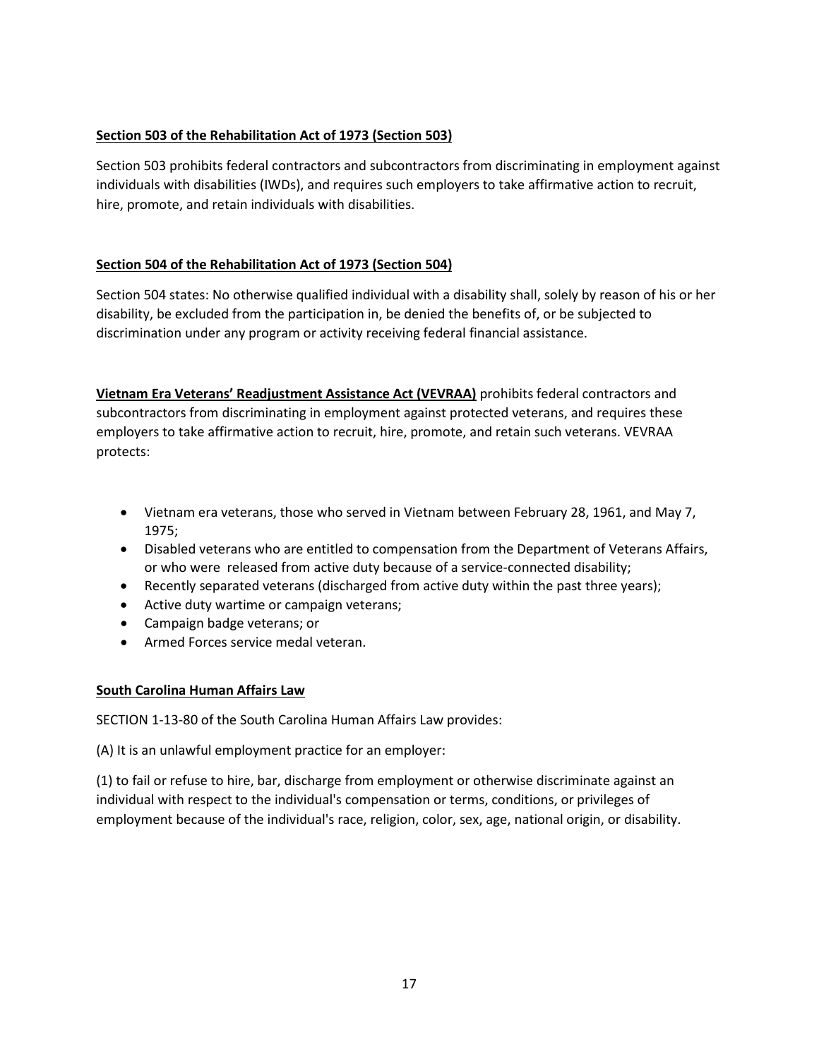**Section 503 of the Rehabilitation Act of 1973 (Section 503)**

Section 503 prohibits federal contractors and subcontractors from discriminating in employment against individuals with disabilities (IWDs), and requires such employers to take affirmative action to recruit, hire, promote, and retain individuals with disabilities.

**Section 504 of the Rehabilitation Act of 1973 (Section 504)**

Section 504 states: No otherwise qualified individual with a disability shall, solely by reason of his or her disability, be excluded from the participation in, be denied the benefits of, or be subjected to discrimination under any program or activity receiving federal financial assistance.

**Vietnam Era Veterans' Readjustment Assistance Act (VEVRAA)** prohibits federal contractors and subcontractors from discriminating in employment against protected veterans, and requires these employers to take affirmative action to recruit, hire, promote, and retain such veterans. VEVRAA protects:

- Vietnam era veterans, those who served in Vietnam between February 28, 1961, and May 7, 1975;
- Disabled veterans who are entitled to compensation from the Department of Veterans Affairs, or who were released from active duty because of a service-connected disability;
- Recently separated veterans (discharged from active duty within the past three years);
- Active duty wartime or campaign veterans;
- Campaign badge veterans; or
- Armed Forces service medal veteran.

**South Carolina Human Affairs Law**

SECTION 1-13-80 of the South Carolina Human Affairs Law provides:

(A) It is an unlawful employment practice for an employer:

(1) to fail or refuse to hire, bar, discharge from employment or otherwise discriminate against an individual with respect to the individual's compensation or terms, conditions, or privileges of employment because of the individual's race, religion, color, sex, age, national origin, or disability.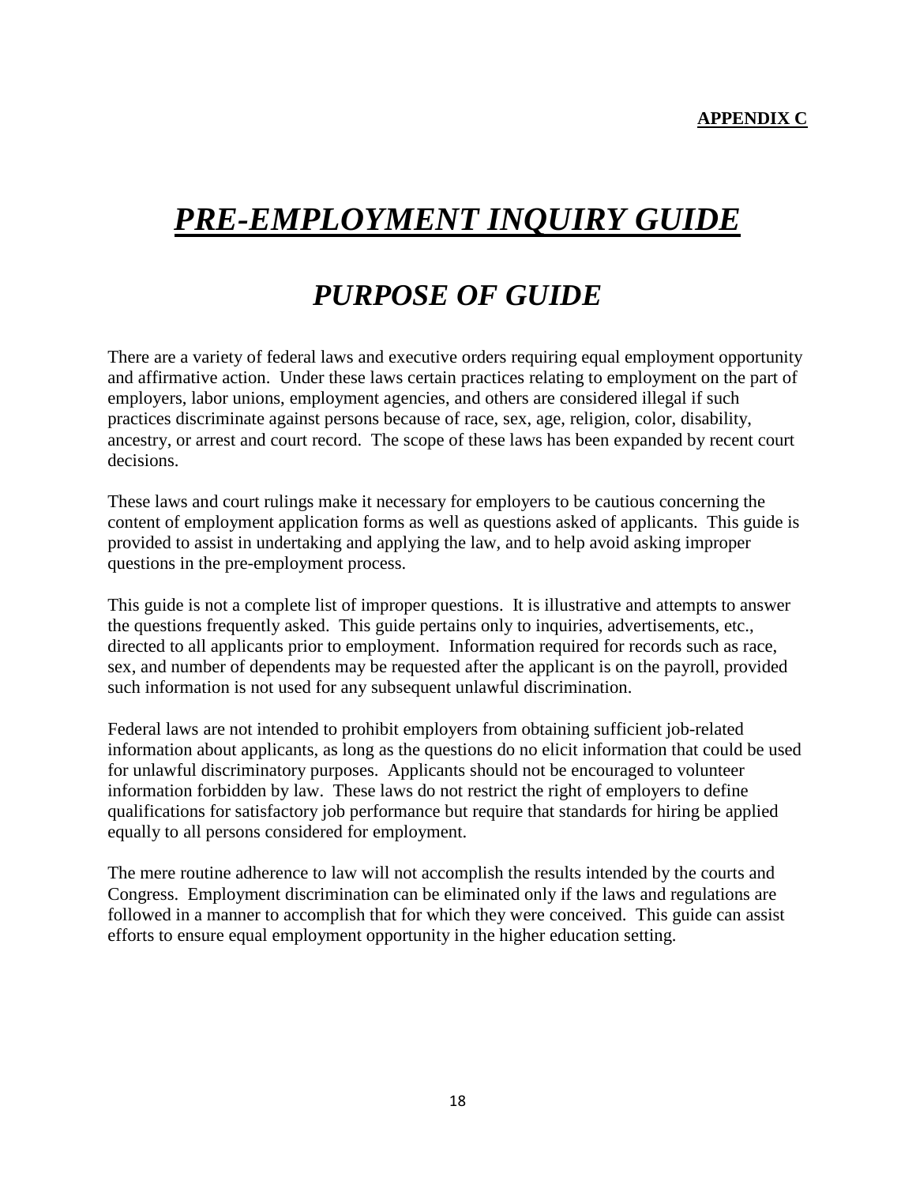**APPENDIX C**

# ***PRE-EMPLOYMENT INQUIRY GUIDE***

## *PURPOSE OF GUIDE*

There are a variety of federal laws and executive orders requiring equal employment opportunity and affirmative action. Under these laws certain practices relating to employment on the part of employers, labor unions, employment agencies, and others are considered illegal if such practices discriminate against persons because of race, sex, age, religion, color, disability, ancestry, or arrest and court record. The scope of these laws has been expanded by recent court decisions.

These laws and court rulings make it necessary for employers to be cautious concerning the content of employment application forms as well as questions asked of applicants. This guide is provided to assist in undertaking and applying the law, and to help avoid asking improper questions in the pre-employment process.

This guide is not a complete list of improper questions. It is illustrative and attempts to answer the questions frequently asked. This guide pertains only to inquiries, advertisements, etc., directed to all applicants prior to employment. Information required for records such as race, sex, and number of dependents may be requested after the applicant is on the payroll, provided such information is not used for any subsequent unlawful discrimination.

Federal laws are not intended to prohibit employers from obtaining sufficient job-related information about applicants, as long as the questions do no elicit information that could be used for unlawful discriminatory purposes. Applicants should not be encouraged to volunteer information forbidden by law. These laws do not restrict the right of employers to define qualifications for satisfactory job performance but require that standards for hiring be applied equally to all persons considered for employment.

The mere routine adherence to law will not accomplish the results intended by the courts and Congress. Employment discrimination can be eliminated only if the laws and regulations are followed in a manner to accomplish that for which they were conceived. This guide can assist efforts to ensure equal employment opportunity in the higher education setting.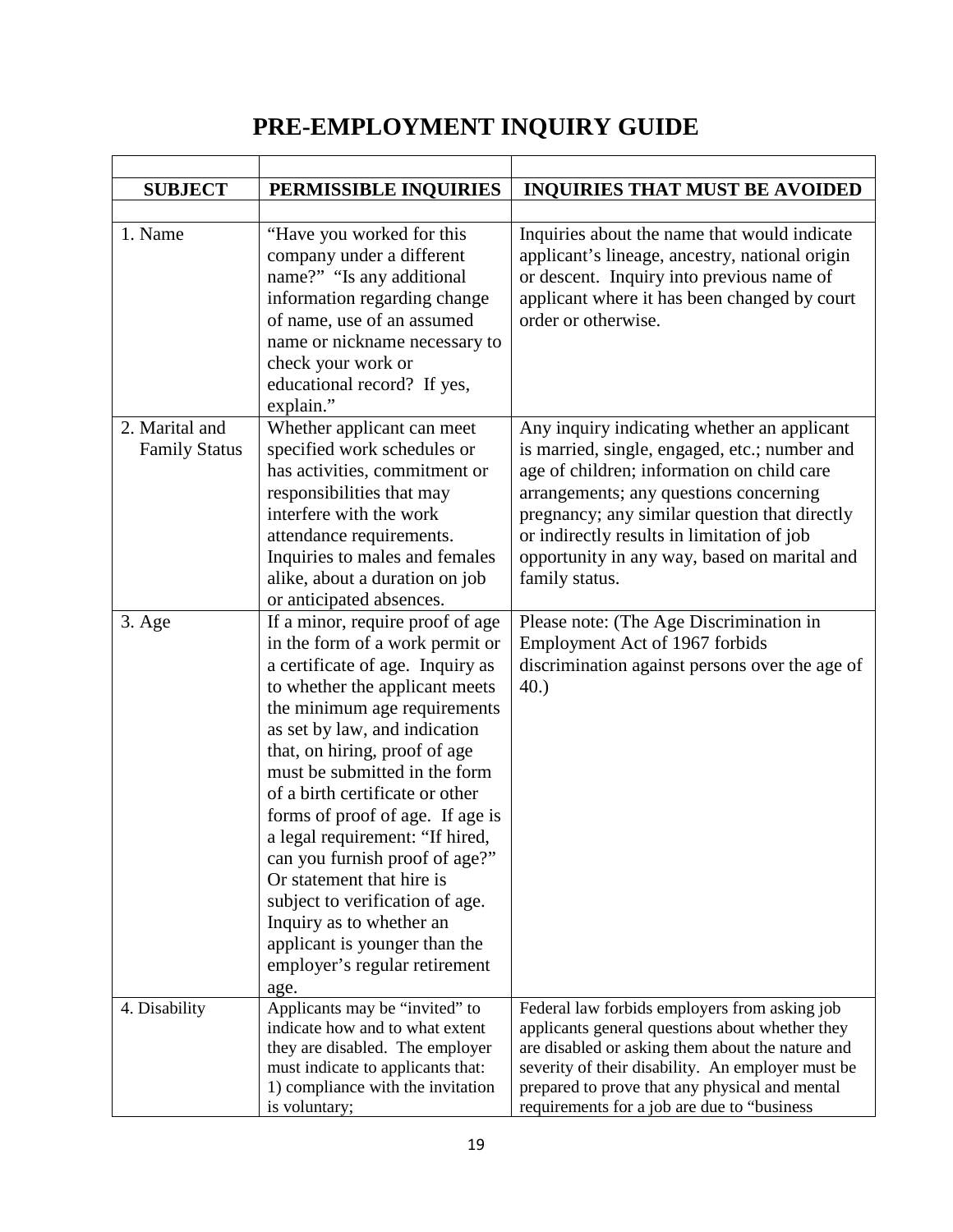# PRE-EMPLOYMENT INQUIRY GUIDE

| SUBJECT | PERMISSIBLE INQUIRIES | INQUIRIES THAT MUST BE AVOIDED |
|---|---|---|
| 1. Name | "Have you worked for this company under a different name?" "Is any additional information regarding change of name, use of an assumed name or nickname necessary to check your work or educational record? If yes, explain." | Inquiries about the name that would indicate applicant's lineage, ancestry, national origin or descent. Inquiry into previous name of applicant where it has been changed by court order or otherwise. |
| 2. Marital and Family Status | Whether applicant can meet specified work schedules or has activities, commitment or responsibilities that may interfere with the work attendance requirements. Inquiries to males and females alike, about a duration on job or anticipated absences. | Any inquiry indicating whether an applicant is married, single, engaged, etc.; number and age of children; information on child care arrangements; any questions concerning pregnancy; any similar question that directly or indirectly results in limitation of job opportunity in any way, based on marital and family status. |
| 3. Age | If a minor, require proof of age in the form of a work permit or a certificate of age. Inquiry as to whether the applicant meets the minimum age requirements as set by law, and indication that, on hiring, proof of age must be submitted in the form of a birth certificate or other forms of proof of age. If age is a legal requirement: "If hired, can you furnish proof of age?" Or statement that hire is subject to verification of age. Inquiry as to whether an applicant is younger than the employer's regular retirement age. | Please note: (The Age Discrimination in Employment Act of 1967 forbids discrimination against persons over the age of 40.) |
| 4. Disability | Applicants may be "invited" to indicate how and to what extent they are disabled. The employer must indicate to applicants that: 1) compliance with the invitation is voluntary; | Federal law forbids employers from asking job applicants general questions about whether they are disabled or asking them about the nature and severity of their disability. An employer must be prepared to prove that any physical and mental requirements for a job are due to "business |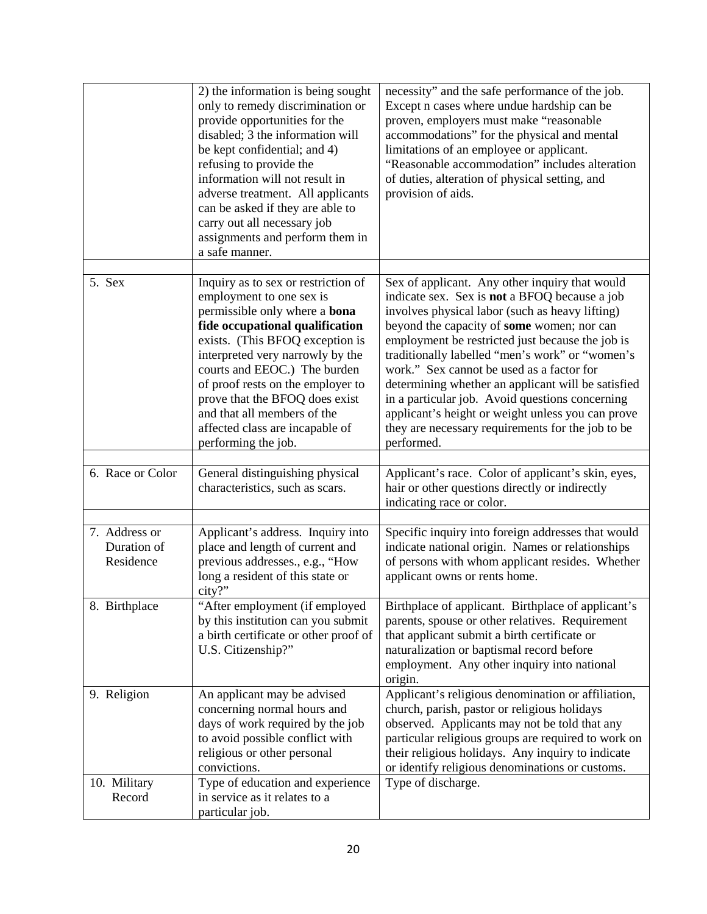| | | |
|---|---|---|
| | 2) the information is being sought only to remedy discrimination or provide opportunities for the disabled; 3 the information will be kept confidential; and 4) refusing to provide the information will not result in adverse treatment. All applicants can be asked if they are able to carry out all necessary job assignments and perform them in a safe manner. | necessity" and the safe performance of the job. Except n cases where undue hardship can be proven, employers must make "reasonable accommodations" for the physical and mental limitations of an employee or applicant. "Reasonable accommodation" includes alteration of duties, alteration of physical setting, and provision of aids. |
| | | |
| 5. Sex | Inquiry as to sex or restriction of employment to one sex is permissible only where a **bona fide occupational qualification** exists. (This BFOQ exception is interpreted very narrowly by the courts and EEOC.) The burden of proof rests on the employer to prove that the BFOQ does exist and that all members of the affected class are incapable of performing the job. | Sex of applicant. Any other inquiry that would indicate sex. Sex is **not** a BFOQ because a job involves physical labor (such as heavy lifting) beyond the capacity of **some** women; nor can employment be restricted just because the job is traditionally labelled "men's work" or "women's work." Sex cannot be used as a factor for determining whether an applicant will be satisfied in a particular job. Avoid questions concerning applicant's height or weight unless you can prove they are necessary requirements for the job to be performed. |
| | | |
| 6. Race or Color | General distinguishing physical characteristics, such as scars. | Applicant's race. Color of applicant's skin, eyes, hair or other questions directly or indirectly indicating race or color. |
| | | |
| 7. Address or Duration of Residence | Applicant's address. Inquiry into place and length of current and previous addresses., e.g., "How long a resident of this state or city?" | Specific inquiry into foreign addresses that would indicate national origin. Names or relationships of persons with whom applicant resides. Whether applicant owns or rents home. |
| 8. Birthplace | "After employment (if employed by this institution can you submit a birth certificate or other proof of U.S. Citizenship?" | Birthplace of applicant. Birthplace of applicant's parents, spouse or other relatives. Requirement that applicant submit a birth certificate or naturalization or baptismal record before employment. Any other inquiry into national origin. |
| 9. Religion | An applicant may be advised concerning normal hours and days of work required by the job to avoid possible conflict with religious or other personal convictions. | Applicant's religious denomination or affiliation, church, parish, pastor or religious holidays observed. Applicants may not be told that any particular religious groups are required to work on their religious holidays. Any inquiry to indicate or identify religious denominations or customs. |
| 10. Military Record | Type of education and experience in service as it relates to a particular job. | Type of discharge. |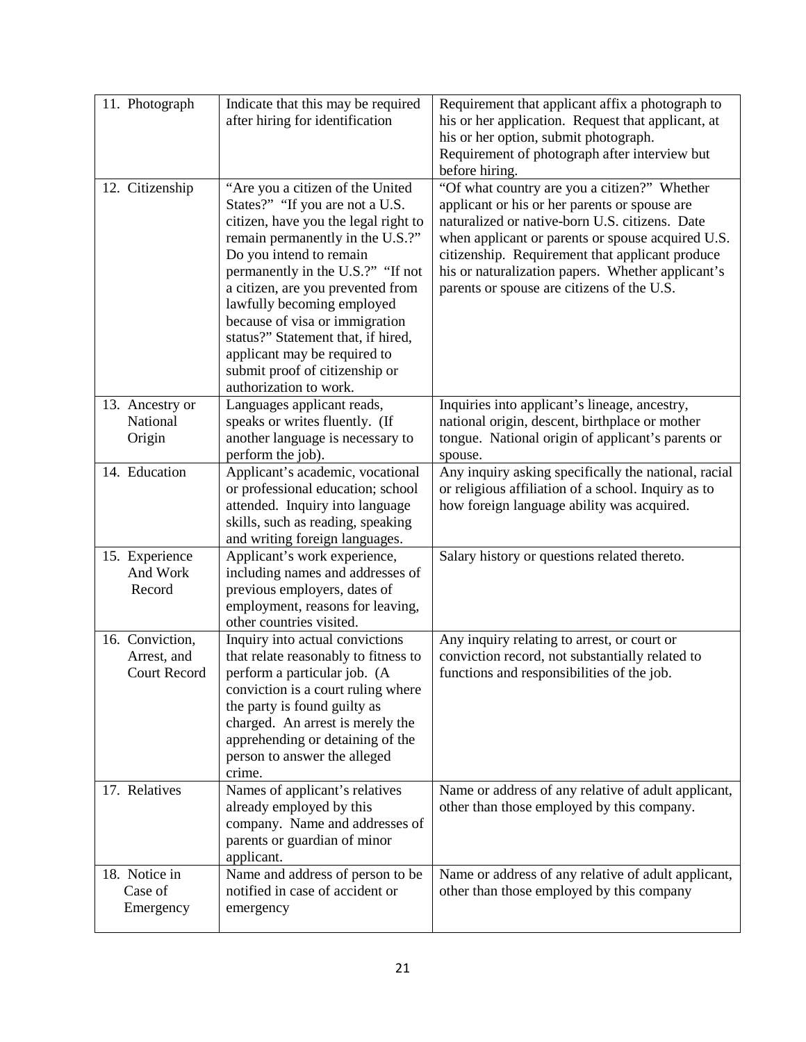| 11. Photograph | Indicate that this may be required after hiring for identification | Requirement that applicant affix a photograph to his or her application. Request that applicant, at his or her option, submit photograph. Requirement of photograph after interview but before hiring. |
|---|---|---|
| 12. Citizenship | "Are you a citizen of the United States?" "If you are not a U.S. citizen, have you the legal right to remain permanently in the U.S.?" Do you intend to remain permanently in the U.S.?" "If not a citizen, are you prevented from lawfully becoming employed because of visa or immigration status?" Statement that, if hired, applicant may be required to submit proof of citizenship or authorization to work. | "Of what country are you a citizen?" Whether applicant or his or her parents or spouse are naturalized or native-born U.S. citizens. Date when applicant or parents or spouse acquired U.S. citizenship. Requirement that applicant produce his or naturalization papers. Whether applicant's parents or spouse are citizens of the U.S. |
| 13. Ancestry or National Origin | Languages applicant reads, speaks or writes fluently. (If another language is necessary to perform the job). | Inquiries into applicant's lineage, ancestry, national origin, descent, birthplace or mother tongue. National origin of applicant's parents or spouse. |
| 14. Education | Applicant's academic, vocational or professional education; school attended. Inquiry into language skills, such as reading, speaking and writing foreign languages. | Any inquiry asking specifically the national, racial or religious affiliation of a school. Inquiry as to how foreign language ability was acquired. |
| 15. Experience And Work Record | Applicant's work experience, including names and addresses of previous employers, dates of employment, reasons for leaving, other countries visited. | Salary history or questions related thereto. |
| 16. Conviction, Arrest, and Court Record | Inquiry into actual convictions that relate reasonably to fitness to perform a particular job. (A conviction is a court ruling where the party is found guilty as charged. An arrest is merely the apprehending or detaining of the person to answer the alleged crime. | Any inquiry relating to arrest, or court or conviction record, not substantially related to functions and responsibilities of the job. |
| 17. Relatives | Names of applicant's relatives already employed by this company. Name and addresses of parents or guardian of minor applicant. | Name or address of any relative of adult applicant, other than those employed by this company. |
| 18. Notice in Case of Emergency | Name and address of person to be notified in case of accident or emergency | Name or address of any relative of adult applicant, other than those employed by this company |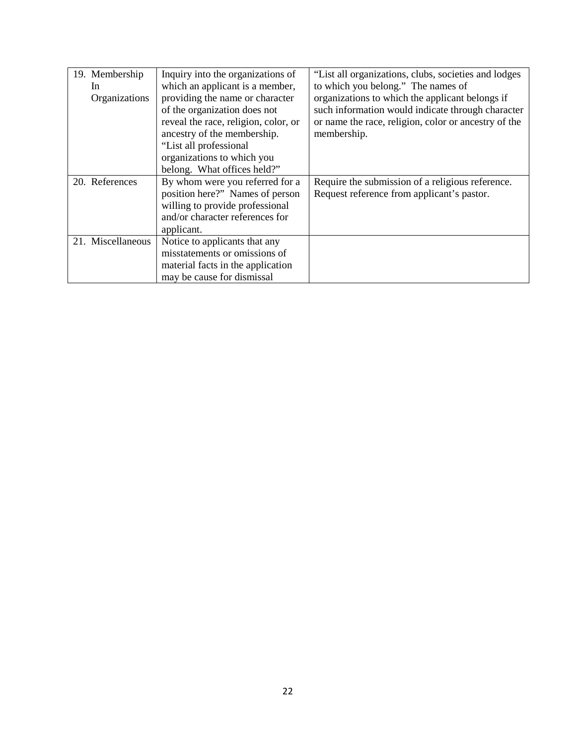| 19. Membership In Organizations | Inquiry into the organizations of which an applicant is a member, providing the name or character of the organization does not reveal the race, religion, color, or ancestry of the membership. "List all professional organizations to which you belong. What offices held?" | "List all organizations, clubs, societies and lodges to which you belong." The names of organizations to which the applicant belongs if such information would indicate through character or name the race, religion, color or ancestry of the membership. |
|---|---|---|
| 20. References | By whom were you referred for a position here?" Names of person willing to provide professional and/or character references for applicant. | Require the submission of a religious reference. Request reference from applicant's pastor. |
| 21. Miscellaneous | Notice to applicants that any misstatements or omissions of material facts in the application may be cause for dismissal | |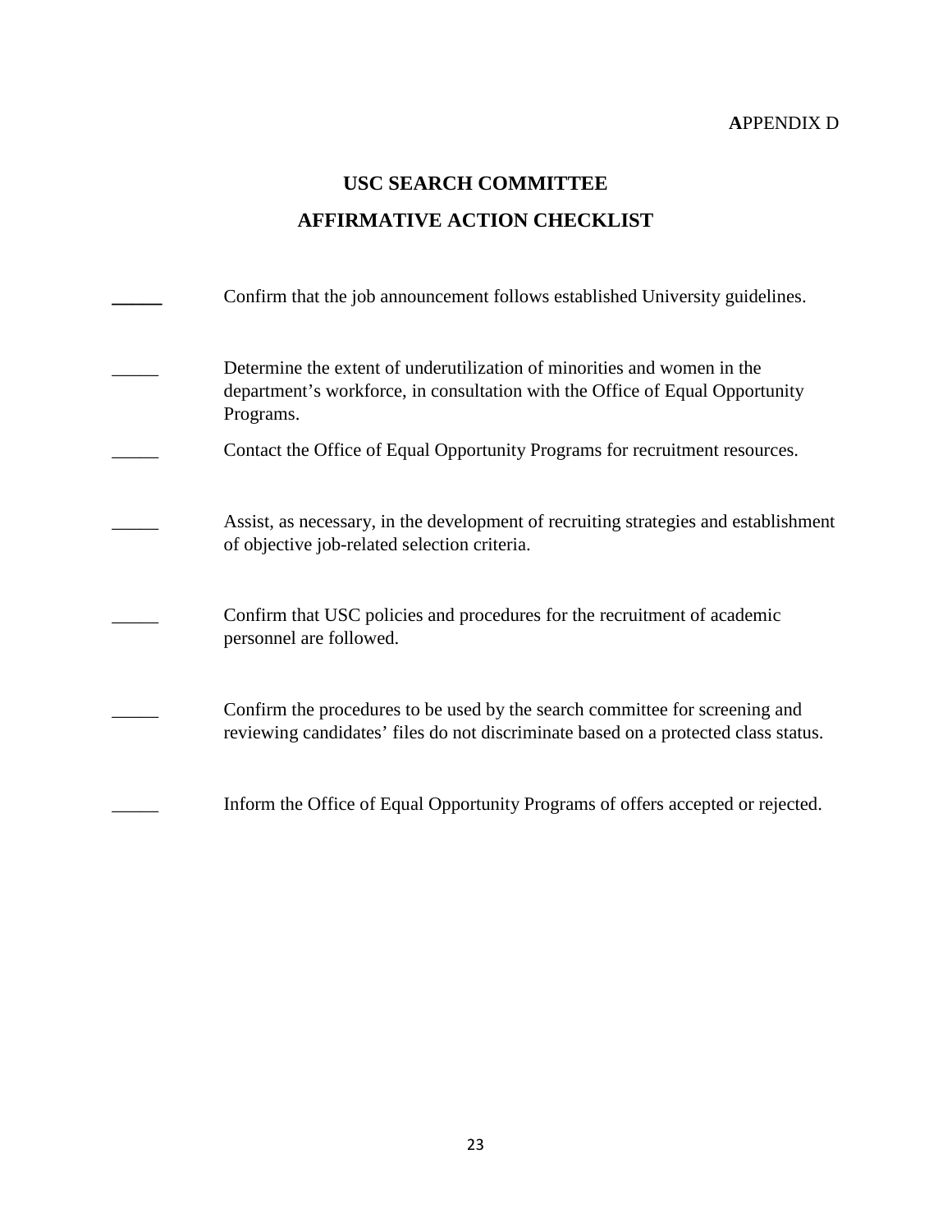APPENDIX D

# USC SEARCH COMMITTEE

# AFFIRMATIVE ACTION CHECKLIST

_____ Confirm that the job announcement follows established University guidelines.

_____ Determine the extent of underutilization of minorities and women in the department’s workforce, in consultation with the Office of Equal Opportunity Programs.

_____ Contact the Office of Equal Opportunity Programs for recruitment resources.

_____ Assist, as necessary, in the development of recruiting strategies and establishment of objective job-related selection criteria.

_____ Confirm that USC policies and procedures for the recruitment of academic personnel are followed.

_____ Confirm the procedures to be used by the search committee for screening and reviewing candidates’ files do not discriminate based on a protected class status.

_____ Inform the Office of Equal Opportunity Programs of offers accepted or rejected.